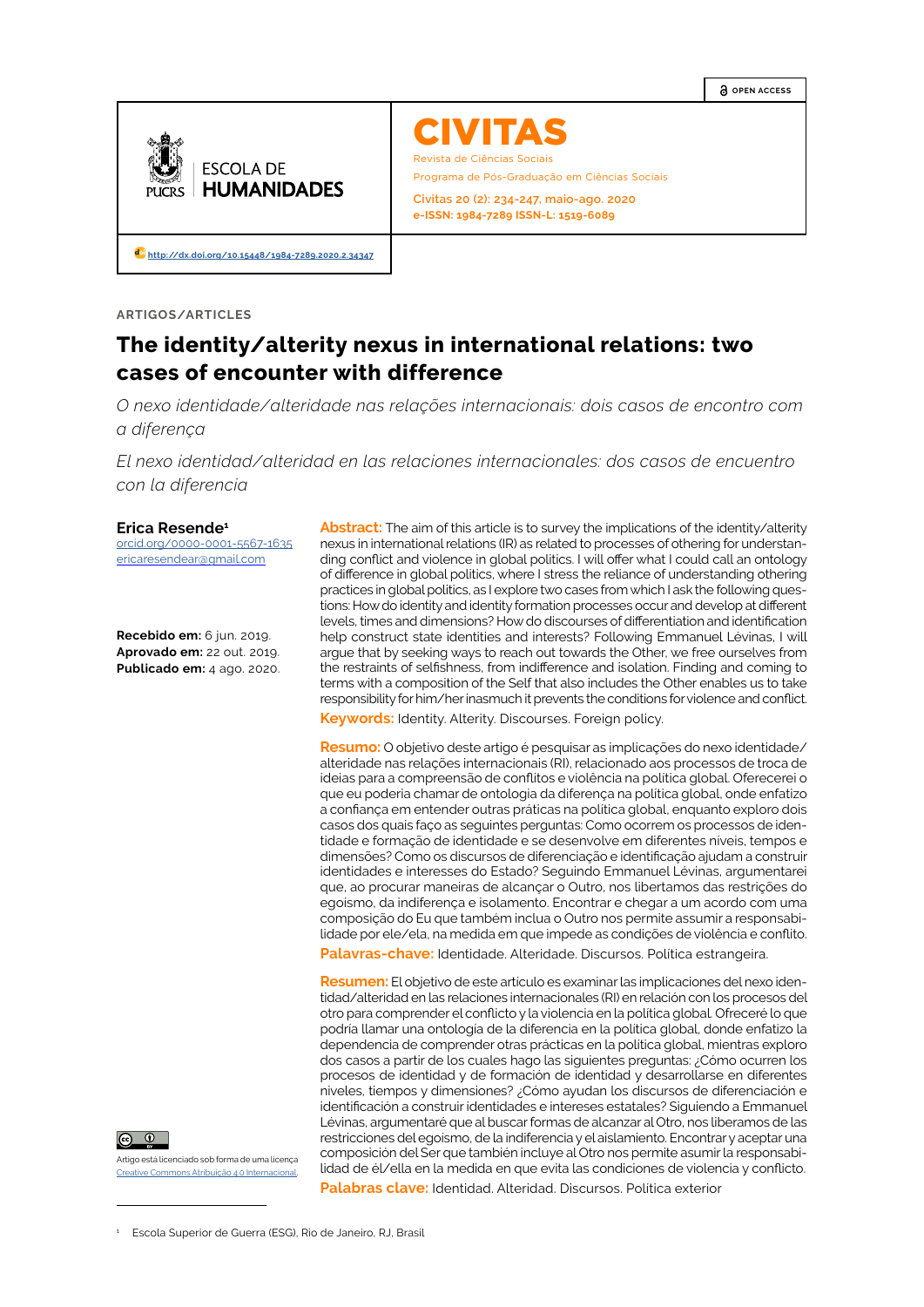OPEN ACCESS

ESCOLA DE **HUMANIDADES**

PUCRS

# CIVITAS

Revista de Ciências Sociais

Programa de Pós-Graduação em Ciências Sociais

Civitas 20 (2): 234-247, maio-ago. 2020
e-ISSN: 1984-7289 ISSN-L: 1519-6089

http://dx.doi.org/10.15448/1984-7289.2020.2.34347

ARTIGOS/ARTICLES

# The identity/alterity nexus in international relations: two cases of encounter with difference

*O nexo identidade/alteridade nas relações internacionais: dois casos de encontro com a diferença*

*El nexo identidad/alteridad en las relaciones internacionales: dos casos de encuentro con la diferencia*

**Erica Resende**[1]
orcid.org/0000-0001-5567-1635
ericaresendear@gmail.com

**Recebido em:** 6 jun. 2019.
**Aprovado em:** 22 out. 2019.
**Publicado em:** 4 ago. 2020.

**Abstract:** The aim of this article is to survey the implications of the identity/alterity nexus in international relations (IR) as related to processes of othering for understanding conflict and violence in global politics. I will offer what I could call an ontology of difference in global politics, where I stress the reliance of understanding othering practices in global politics, as I explore two cases from which I ask the following questions: How do identity and identity formation processes occur and develop at different levels, times and dimensions? How do discourses of differentiation and identification help construct state identities and interests? Following Emmanuel Lévinas, I will argue that by seeking ways to reach out towards the Other, we free ourselves from the restraints of selfishness, from indifference and isolation. Finding and coming to terms with a composition of the Self that also includes the Other enables us to take responsibility for him/her inasmuch it prevents the conditions for violence and conflict.

**Keywords:** Identity. Alterity. Discourses. Foreign policy.

**Resumo:** O objetivo deste artigo é pesquisar as implicações do nexo identidade/alteridade nas relações internacionais (RI), relacionado aos processos de troca de ideias para a compreensão de conflitos e violência na política global. Oferecerei o que eu poderia chamar de ontologia da diferença na política global, onde enfatizo a confiança em entender outras práticas na política global, enquanto exploro dois casos dos quais faço as seguintes perguntas: Como ocorrem os processos de identidade e formação de identidade e se desenvolve em diferentes níveis, tempos e dimensões? Como os discursos de diferenciação e identificação ajudam a construir identidades e interesses do Estado? Seguindo Emmanuel Lévinas, argumentarei que, ao procurar maneiras de alcançar o Outro, nos libertamos das restrições do egoísmo, da indiferença e isolamento. Encontrar e chegar a um acordo com uma composição do Eu que também inclua o Outro nos permite assumir a responsabilidade por ele/ela, na medida em que impede as condições de violência e conflito.

**Palavras-chave:** Identidade. Alteridade. Discursos. Política estrangeira.

**Resumen:** El objetivo de este articulo es examinar las implicaciones del nexo identidad/alteridad en las relaciones internacionales (RI) en relación con los procesos del otro para comprender el conflicto y la violencia en la política global. Ofreceré lo que podría llamar una ontología de la diferencia en la política global, donde enfatizo la dependencia de comprender otras prácticas en la política global, mientras exploro dos casos a partir de los cuales hago las siguientes preguntas: ¿Cómo ocurren los procesos de identidad y de formación de identidad y desarrollarse en diferentes niveles, tiempos y dimensiones? ¿Cómo ayudan los discursos de diferenciación e identificación a construir identidades e intereses estatales? Siguiendo a Emmanuel Lévinas, argumentaré que al buscar formas de alcanzar al Otro, nos liberamos de las restricciones del egoísmo, de la indiferencia y el aislamiento. Encontrar y aceptar una composición del Ser que también incluye al Otro nos permite asumir la responsabilidad de él/ella en la medida en que evita las condiciones de violencia y conflicto.

**Palabras clave:** Identidad. Alteridad. Discursos. Política exterior

Artigo está licenciado sob forma de uma licença Creative Commons Atribuição 4.0 Internacional.

[1] Escola Superior de Guerra (ESG), Rio de Janeiro, RJ, Brasil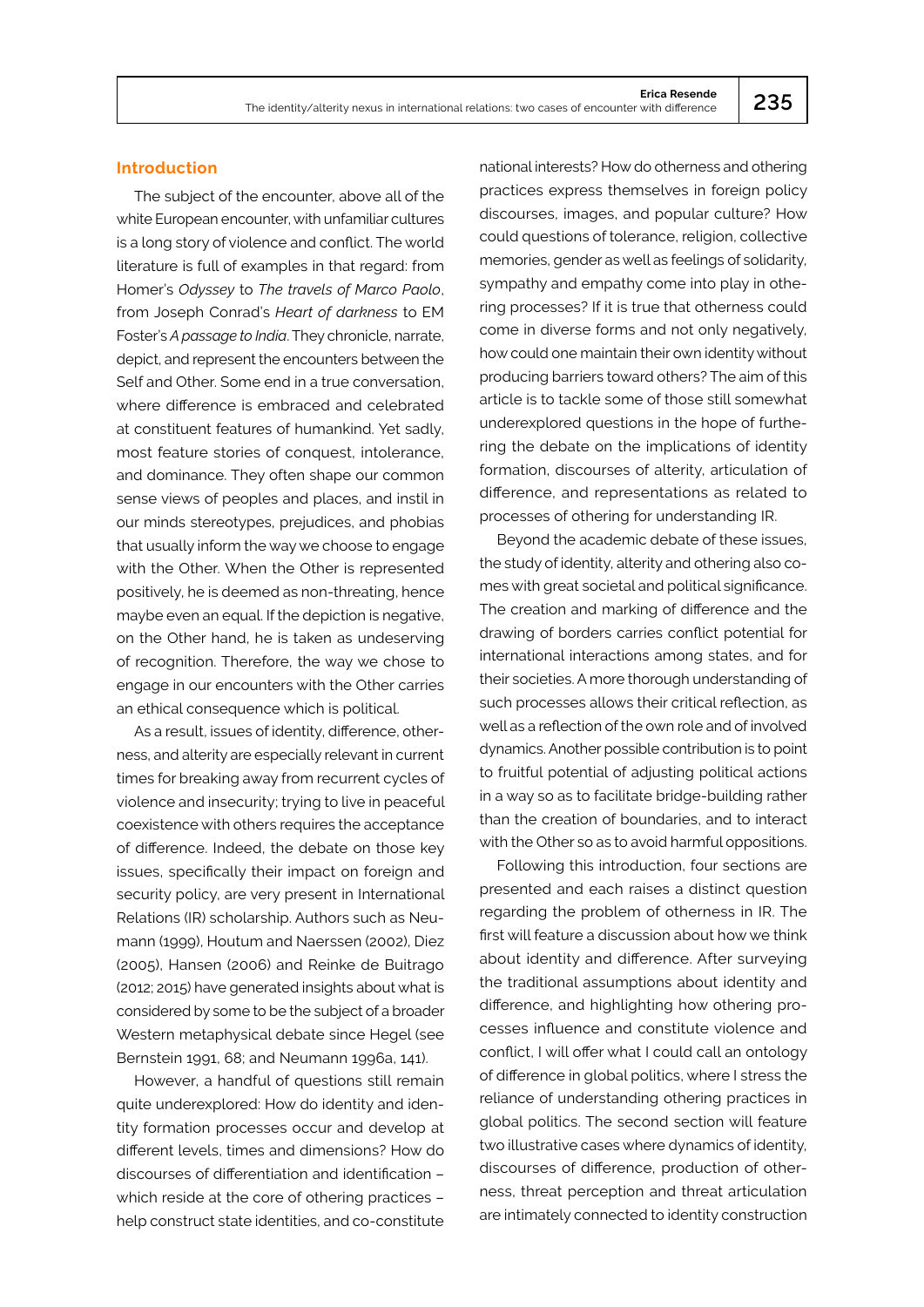## Introduction

The subject of the encounter, above all of the white European encounter, with unfamiliar cultures is a long story of violence and conflict. The world literature is full of examples in that regard: from Homer's *Odyssey* to *The travels of Marco Paolo*, from Joseph Conrad's *Heart of darkness* to EM Foster's *A passage to India*. They chronicle, narrate, depict, and represent the encounters between the Self and Other. Some end in a true conversation, where difference is embraced and celebrated at constituent features of humankind. Yet sadly, most feature stories of conquest, intolerance, and dominance. They often shape our common sense views of peoples and places, and instil in our minds stereotypes, prejudices, and phobias that usually inform the way we choose to engage with the Other. When the Other is represented positively, he is deemed as non-threating, hence maybe even an equal. If the depiction is negative, on the Other hand, he is taken as undeserving of recognition. Therefore, the way we chose to engage in our encounters with the Other carries an ethical consequence which is political.

As a result, issues of identity, difference, otherness, and alterity are especially relevant in current times for breaking away from recurrent cycles of violence and insecurity; trying to live in peaceful coexistence with others requires the acceptance of difference. Indeed, the debate on those key issues, specifically their impact on foreign and security policy, are very present in International Relations (IR) scholarship. Authors such as Neumann (1999), Houtum and Naerssen (2002), Diez (2005), Hansen (2006) and Reinke de Buitrago (2012; 2015) have generated insights about what is considered by some to be the subject of a broader Western metaphysical debate since Hegel (see Bernstein 1991, 68; and Neumann 1996a, 141).

However, a handful of questions still remain quite underexplored: How do identity and identity formation processes occur and develop at different levels, times and dimensions? How do discourses of differentiation and identification – which reside at the core of othering practices – help construct state identities, and co-constitute national interests? How do otherness and othering practices express themselves in foreign policy discourses, images, and popular culture? How could questions of tolerance, religion, collective memories, gender as well as feelings of solidarity, sympathy and empathy come into play in othering processes? If it is true that otherness could come in diverse forms and not only negatively, how could one maintain their own identity without producing barriers toward others? The aim of this article is to tackle some of those still somewhat underexplored questions in the hope of furthering the debate on the implications of identity formation, discourses of alterity, articulation of difference, and representations as related to processes of othering for understanding IR.

Beyond the academic debate of these issues, the study of identity, alterity and othering also comes with great societal and political significance. The creation and marking of difference and the drawing of borders carries conflict potential for international interactions among states, and for their societies. A more thorough understanding of such processes allows their critical reflection, as well as a reflection of the own role and of involved dynamics. Another possible contribution is to point to fruitful potential of adjusting political actions in a way so as to facilitate bridge-building rather than the creation of boundaries, and to interact with the Other so as to avoid harmful oppositions.

Following this introduction, four sections are presented and each raises a distinct question regarding the problem of otherness in IR. The first will feature a discussion about how we think about identity and difference. After surveying the traditional assumptions about identity and difference, and highlighting how othering processes influence and constitute violence and conflict, I will offer what I could call an ontology of difference in global politics, where I stress the reliance of understanding othering practices in global politics. The second section will feature two illustrative cases where dynamics of identity, discourses of difference, production of otherness, threat perception and threat articulation are intimately connected to identity construction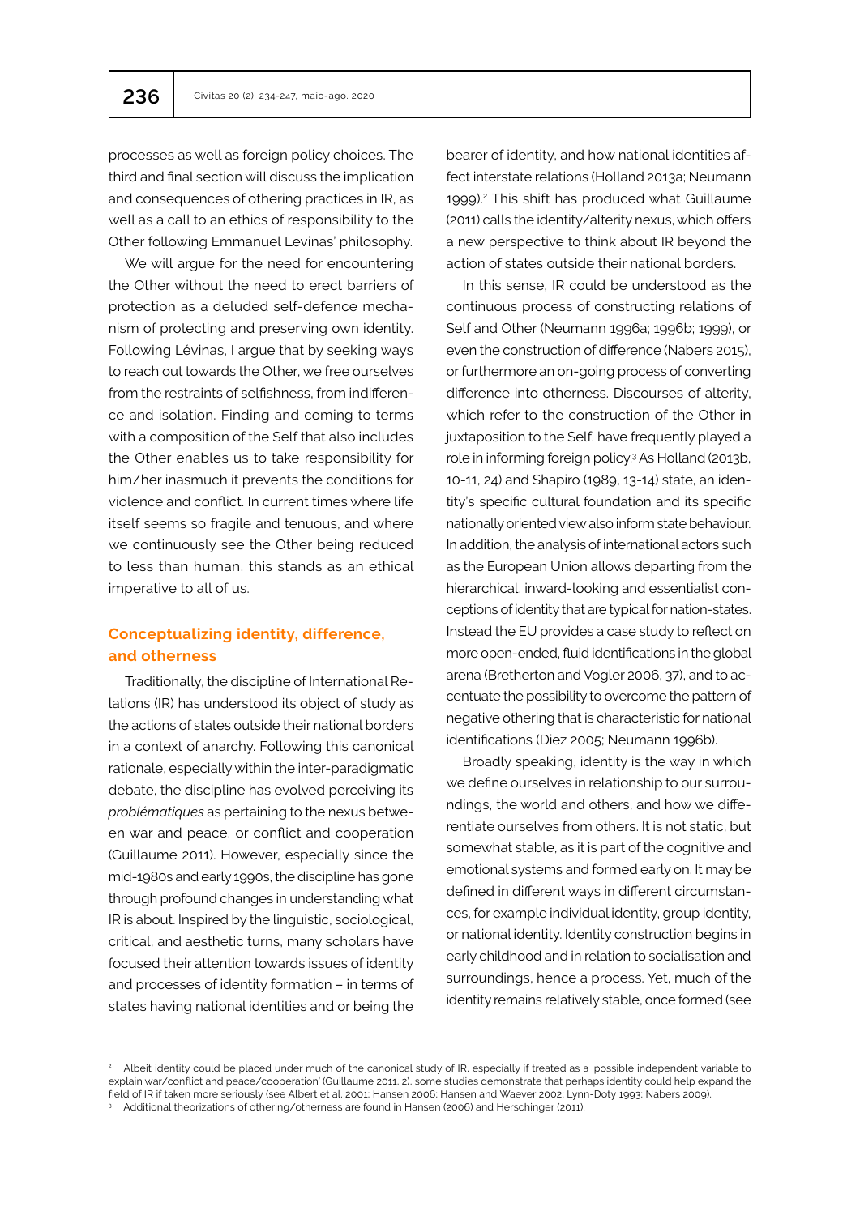processes as well as foreign policy choices. The third and final section will discuss the implication and consequences of othering practices in IR, as well as a call to an ethics of responsibility to the Other following Emmanuel Levinas' philosophy.

We will argue for the need for encountering the Other without the need to erect barriers of protection as a deluded self-defence mechanism of protecting and preserving own identity. Following Lévinas, I argue that by seeking ways to reach out towards the Other, we free ourselves from the restraints of selfishness, from indifference and isolation. Finding and coming to terms with a composition of the Self that also includes the Other enables us to take responsibility for him/her inasmuch it prevents the conditions for violence and conflict. In current times where life itself seems so fragile and tenuous, and where we continuously see the Other being reduced to less than human, this stands as an ethical imperative to all of us.

## Conceptualizing identity, difference, and otherness

Traditionally, the discipline of International Relations (IR) has understood its object of study as the actions of states outside their national borders in a context of anarchy. Following this canonical rationale, especially within the inter-paradigmatic debate, the discipline has evolved perceiving its *problématiques* as pertaining to the nexus between war and peace, or conflict and cooperation (Guillaume 2011). However, especially since the mid-1980s and early 1990s, the discipline has gone through profound changes in understanding what IR is about. Inspired by the linguistic, sociological, critical, and aesthetic turns, many scholars have focused their attention towards issues of identity and processes of identity formation – in terms of states having national identities and or being the bearer of identity, and how national identities affect interstate relations (Holland 2013a; Neumann 1999).[2] This shift has produced what Guillaume (2011) calls the identity/alterity nexus, which offers a new perspective to think about IR beyond the action of states outside their national borders.

In this sense, IR could be understood as the continuous process of constructing relations of Self and Other (Neumann 1996a; 1996b; 1999), or even the construction of difference (Nabers 2015), or furthermore an on-going process of converting difference into otherness. Discourses of alterity, which refer to the construction of the Other in juxtaposition to the Self, have frequently played a role in informing foreign policy.[3] As Holland (2013b, 10-11, 24) and Shapiro (1989, 13-14) state, an identity's specific cultural foundation and its specific nationally oriented view also inform state behaviour. In addition, the analysis of international actors such as the European Union allows departing from the hierarchical, inward-looking and essentialist conceptions of identity that are typical for nation-states. Instead the EU provides a case study to reflect on more open-ended, fluid identifications in the global arena (Bretherton and Vogler 2006, 37), and to accentuate the possibility to overcome the pattern of negative othering that is characteristic for national identifications (Diez 2005; Neumann 1996b).

Broadly speaking, identity is the way in which we define ourselves in relationship to our surroundings, the world and others, and how we differentiate ourselves from others. It is not static, but somewhat stable, as it is part of the cognitive and emotional systems and formed early on. It may be defined in different ways in different circumstances, for example individual identity, group identity, or national identity. Identity construction begins in early childhood and in relation to socialisation and surroundings, hence a process. Yet, much of the identity remains relatively stable, once formed (see

---

[2] Albeit identity could be placed under much of the canonical study of IR, especially if treated as a 'possible independent variable to explain war/conflict and peace/cooperation' (Guillaume 2011, 2), some studies demonstrate that perhaps identity could help expand the field of IR if taken more seriously (see Albert et al. 2001; Hansen 2006; Hansen and Waever 2002; Lynn-Doty 1993; Nabers 2009).

[3] Additional theorizations of othering/otherness are found in Hansen (2006) and Herschinger (2011).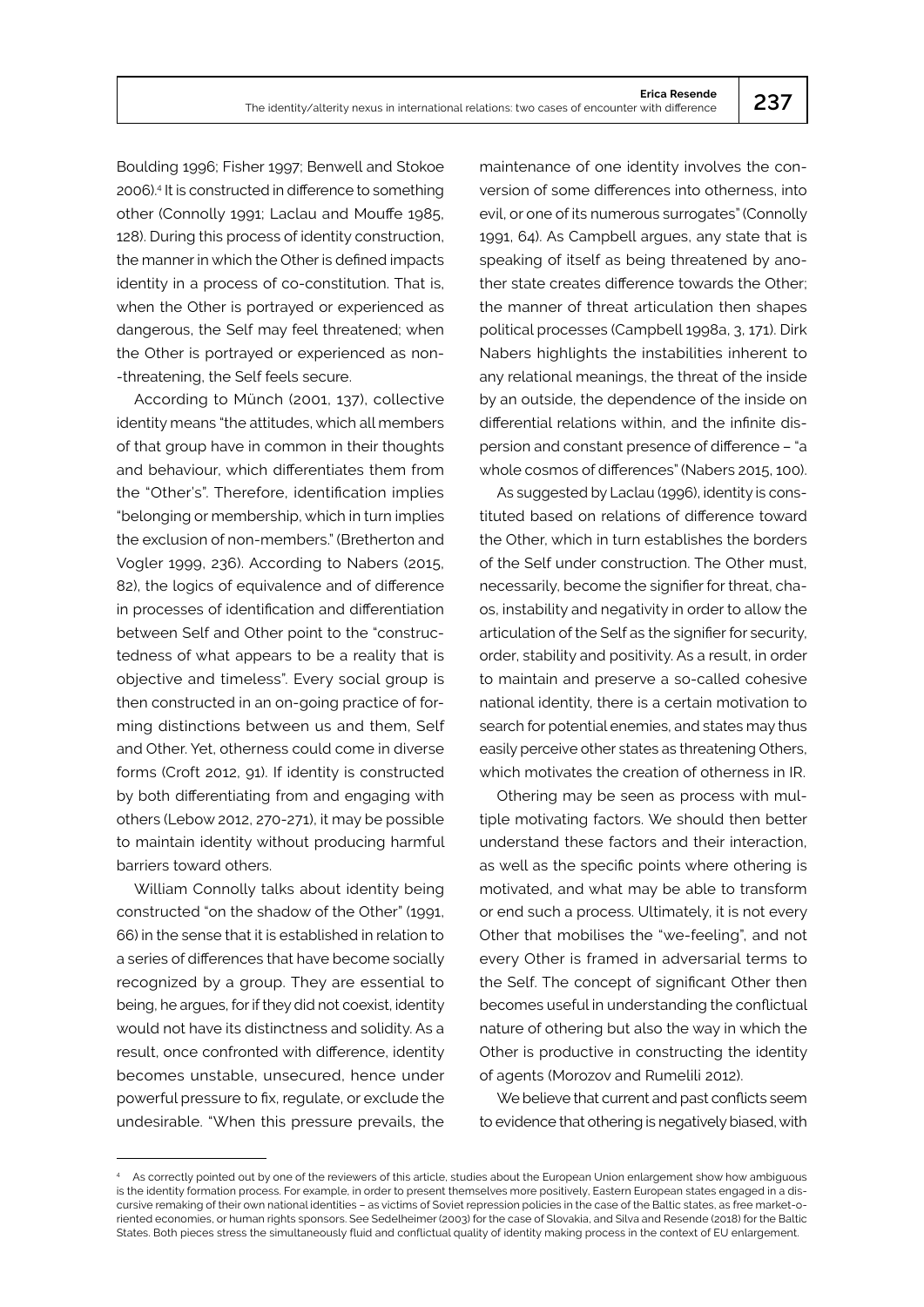Boulding 1996; Fisher 1997; Benwell and Stokoe 2006).[4] It is constructed in difference to something other (Connolly 1991; Laclau and Mouffe 1985, 128). During this process of identity construction, the manner in which the Other is defined impacts identity in a process of co-constitution. That is, when the Other is portrayed or experienced as dangerous, the Self may feel threatened; when the Other is portrayed or experienced as non--threatening, the Self feels secure.

According to Münch (2001, 137), collective identity means "the attitudes, which all members of that group have in common in their thoughts and behaviour, which differentiates them from the "Other's". Therefore, identification implies "belonging or membership, which in turn implies the exclusion of non-members." (Bretherton and Vogler 1999, 236). According to Nabers (2015, 82), the logics of equivalence and of difference in processes of identification and differentiation between Self and Other point to the "constructedness of what appears to be a reality that is objective and timeless". Every social group is then constructed in an on-going practice of forming distinctions between us and them, Self and Other. Yet, otherness could come in diverse forms (Croft 2012, 91). If identity is constructed by both differentiating from and engaging with others (Lebow 2012, 270-271), it may be possible to maintain identity without producing harmful barriers toward others.

William Connolly talks about identity being constructed "on the shadow of the Other" (1991, 66) in the sense that it is established in relation to a series of differences that have become socially recognized by a group. They are essential to being, he argues, for if they did not coexist, identity would not have its distinctness and solidity. As a result, once confronted with difference, identity becomes unstable, unsecured, hence under powerful pressure to fix, regulate, or exclude the undesirable. "When this pressure prevails, the maintenance of one identity involves the conversion of some differences into otherness, into evil, or one of its numerous surrogates" (Connolly 1991, 64). As Campbell argues, any state that is speaking of itself as being threatened by another state creates difference towards the Other; the manner of threat articulation then shapes political processes (Campbell 1998a, 3, 171). Dirk Nabers highlights the instabilities inherent to any relational meanings, the threat of the inside by an outside, the dependence of the inside on differential relations within, and the infinite dispersion and constant presence of difference – "a whole cosmos of differences" (Nabers 2015, 100).

As suggested by Laclau (1996), identity is constituted based on relations of difference toward the Other, which in turn establishes the borders of the Self under construction. The Other must, necessarily, become the signifier for threat, chaos, instability and negativity in order to allow the articulation of the Self as the signifier for security, order, stability and positivity. As a result, in order to maintain and preserve a so-called cohesive national identity, there is a certain motivation to search for potential enemies, and states may thus easily perceive other states as threatening Others, which motivates the creation of otherness in IR.

Othering may be seen as process with multiple motivating factors. We should then better understand these factors and their interaction, as well as the specific points where othering is motivated, and what may be able to transform or end such a process. Ultimately, it is not every Other that mobilises the "we-feeling", and not every Other is framed in adversarial terms to the Self. The concept of significant Other then becomes useful in understanding the conflictual nature of othering but also the way in which the Other is productive in constructing the identity of agents (Morozov and Rumelili 2012).

We believe that current and past conflicts seem to evidence that othering is negatively biased, with

[4] As correctly pointed out by one of the reviewers of this article, studies about the European Union enlargement show how ambiguous is the identity formation process. For example, in order to present themselves more positively, Eastern European states engaged in a discursive remaking of their own national identities – as victims of Soviet repression policies in the case of the Baltic states, as free market-oriented economies, or human rights sponsors. See Sedelheimer (2003) for the case of Slovakia, and Silva and Resende (2018) for the Baltic States. Both pieces stress the simultaneously fluid and conflictual quality of identity making process in the context of EU enlargement.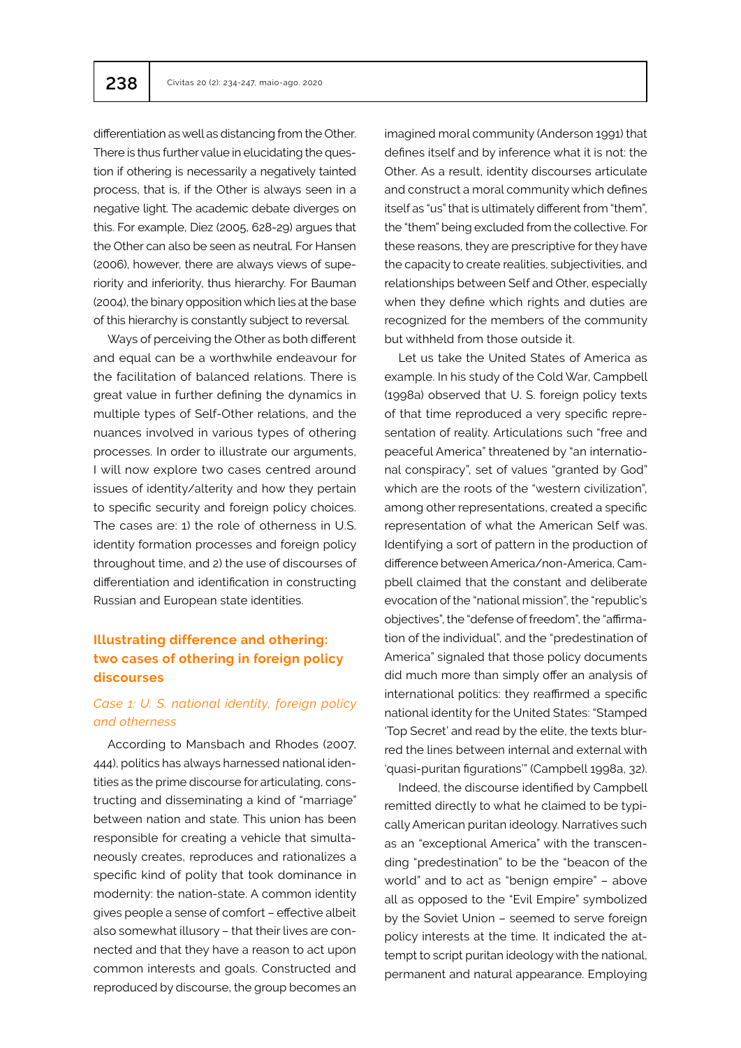differentiation as well as distancing from the Other. There is thus further value in elucidating the question if othering is necessarily a negatively tainted process, that is, if the Other is always seen in a negative light. The academic debate diverges on this. For example, Diez (2005, 628-29) argues that the Other can also be seen as neutral. For Hansen (2006), however, there are always views of superiority and inferiority, thus hierarchy. For Bauman (2004), the binary opposition which lies at the base of this hierarchy is constantly subject to reversal.

Ways of perceiving the Other as both different and equal can be a worthwhile endeavour for the facilitation of balanced relations. There is great value in further defining the dynamics in multiple types of Self-Other relations, and the nuances involved in various types of othering processes. In order to illustrate our arguments, I will now explore two cases centred around issues of identity/alterity and how they pertain to specific security and foreign policy choices. The cases are: 1) the role of otherness in U.S. identity formation processes and foreign policy throughout time, and 2) the use of discourses of differentiation and identification in constructing Russian and European state identities.

## Illustrating difference and othering: two cases of othering in foreign policy discourses

### *Case 1: U. S. national identity, foreign policy and otherness*

According to Mansbach and Rhodes (2007, 444), politics has always harnessed national identities as the prime discourse for articulating, constructing and disseminating a kind of "marriage" between nation and state. This union has been responsible for creating a vehicle that simultaneously creates, reproduces and rationalizes a specific kind of polity that took dominance in modernity: the nation-state. A common identity gives people a sense of comfort – effective albeit also somewhat illusory – that their lives are connected and that they have a reason to act upon common interests and goals. Constructed and reproduced by discourse, the group becomes an imagined moral community (Anderson 1991) that defines itself and by inference what it is not: the Other. As a result, identity discourses articulate and construct a moral community which defines itself as "us" that is ultimately different from "them", the "them" being excluded from the collective. For these reasons, they are prescriptive for they have the capacity to create realities, subjectivities, and relationships between Self and Other, especially when they define which rights and duties are recognized for the members of the community but withheld from those outside it.

Let us take the United States of America as example. In his study of the Cold War, Campbell (1998a) observed that U. S. foreign policy texts of that time reproduced a very specific representation of reality. Articulations such "free and peaceful America" threatened by "an international conspiracy", set of values "granted by God" which are the roots of the "western civilization", among other representations, created a specific representation of what the American Self was. Identifying a sort of pattern in the production of difference between America/non-America, Campbell claimed that the constant and deliberate evocation of the "national mission", the "republic's objectives", the "defense of freedom", the "affirmation of the individual", and the "predestination of America" signaled that those policy documents did much more than simply offer an analysis of international politics: they reaffirmed a specific national identity for the United States: "Stamped 'Top Secret' and read by the elite, the texts blurred the lines between internal and external with 'quasi-puritan figurations'" (Campbell 1998a, 32).

Indeed, the discourse identified by Campbell remitted directly to what he claimed to be typically American puritan ideology. Narratives such as an "exceptional America" with the transcending "predestination" to be the "beacon of the world" and to act as "benign empire" – above all as opposed to the "Evil Empire" symbolized by the Soviet Union – seemed to serve foreign policy interests at the time. It indicated the attempt to script puritan ideology with the national, permanent and natural appearance. Employing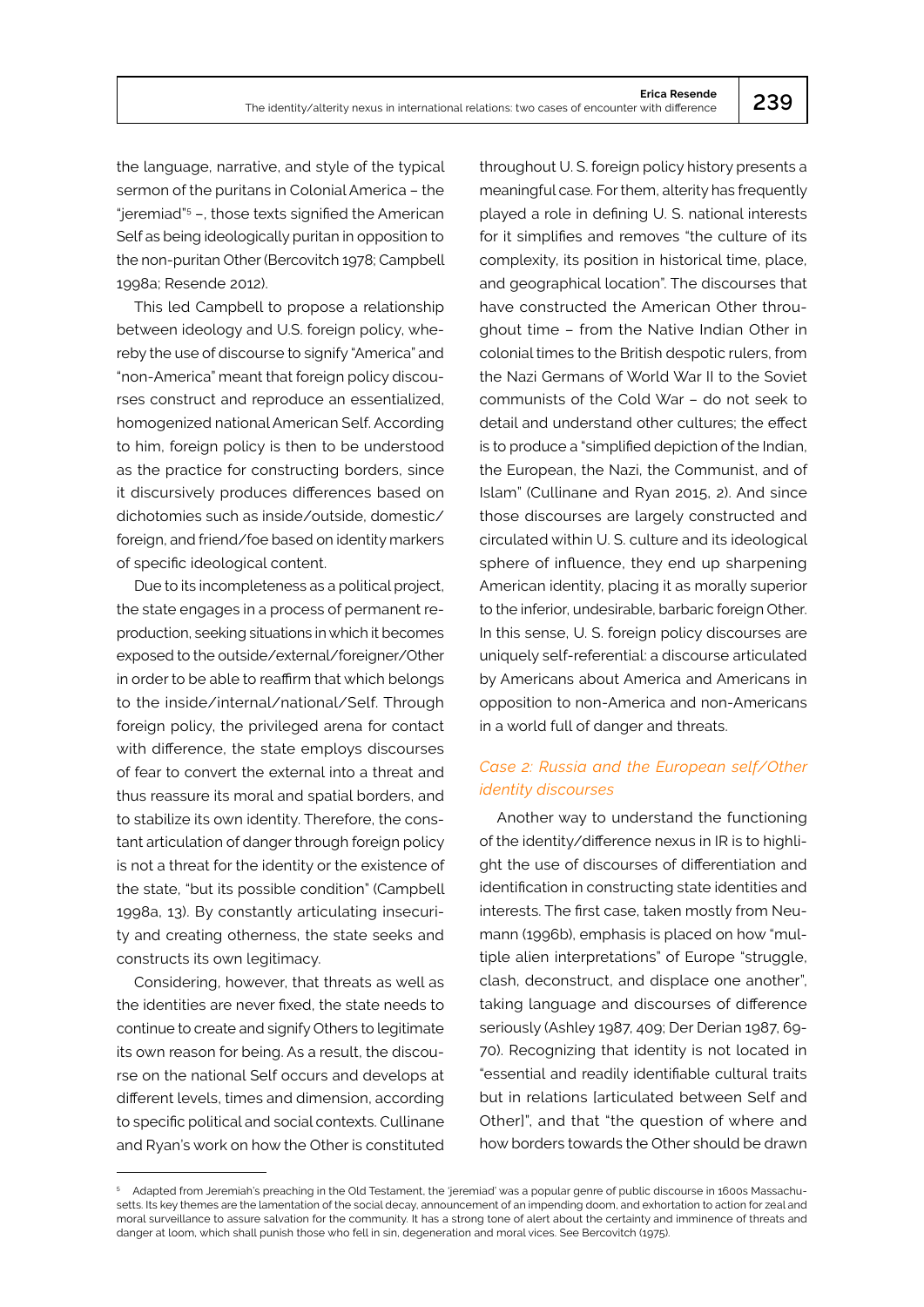the language, narrative, and style of the typical sermon of the puritans in Colonial America – the "jeremiad"[5] –, those texts signified the American Self as being ideologically puritan in opposition to the non-puritan Other (Bercovitch 1978; Campbell 1998a; Resende 2012).

This led Campbell to propose a relationship between ideology and U.S. foreign policy, whereby the use of discourse to signify "America" and "non-America" meant that foreign policy discourses construct and reproduce an essentialized, homogenized national American Self. According to him, foreign policy is then to be understood as the practice for constructing borders, since it discursively produces differences based on dichotomies such as inside/outside, domestic/foreign, and friend/foe based on identity markers of specific ideological content.

Due to its incompleteness as a political project, the state engages in a process of permanent reproduction, seeking situations in which it becomes exposed to the outside/external/foreigner/Other in order to be able to reaffirm that which belongs to the inside/internal/national/Self. Through foreign policy, the privileged arena for contact with difference, the state employs discourses of fear to convert the external into a threat and thus reassure its moral and spatial borders, and to stabilize its own identity. Therefore, the constant articulation of danger through foreign policy is not a threat for the identity or the existence of the state, "but its possible condition" (Campbell 1998a, 13). By constantly articulating insecurity and creating otherness, the state seeks and constructs its own legitimacy.

Considering, however, that threats as well as the identities are never fixed, the state needs to continue to create and signify Others to legitimate its own reason for being. As a result, the discourse on the national Self occurs and develops at different levels, times and dimension, according to specific political and social contexts. Cullinane and Ryan's work on how the Other is constituted throughout U. S. foreign policy history presents a meaningful case. For them, alterity has frequently played a role in defining U. S. national interests for it simplifies and removes "the culture of its complexity, its position in historical time, place, and geographical location". The discourses that have constructed the American Other throughout time – from the Native Indian Other in colonial times to the British despotic rulers, from the Nazi Germans of World War II to the Soviet communists of the Cold War – do not seek to detail and understand other cultures; the effect is to produce a "simplified depiction of the Indian, the European, the Nazi, the Communist, and of Islam" (Cullinane and Ryan 2015, 2). And since those discourses are largely constructed and circulated within U. S. culture and its ideological sphere of influence, they end up sharpening American identity, placing it as morally superior to the inferior, undesirable, barbaric foreign Other. In this sense, U. S. foreign policy discourses are uniquely self-referential: a discourse articulated by Americans about America and Americans in opposition to non-America and non-Americans in a world full of danger and threats.

### *Case 2: Russia and the European self/Other identity discourses*

Another way to understand the functioning of the identity/difference nexus in IR is to highlight the use of discourses of differentiation and identification in constructing state identities and interests. The first case, taken mostly from Neumann (1996b), emphasis is placed on how "multiple alien interpretations" of Europe "struggle, clash, deconstruct, and displace one another", taking language and discourses of difference seriously (Ashley 1987, 409; Der Derian 1987, 69-70). Recognizing that identity is not located in "essential and readily identifiable cultural traits but in relations [articulated between Self and Other]", and that "the question of where and how borders towards the Other should be drawn

---

[5] Adapted from Jeremiah's preaching in the Old Testament, the 'jeremiad' was a popular genre of public discourse in 1600s Massachusetts. Its key themes are the lamentation of the social decay, announcement of an impending doom, and exhortation to action for zeal and moral surveillance to assure salvation for the community. It has a strong tone of alert about the certainty and imminence of threats and danger at loom, which shall punish those who fell in sin, degeneration and moral vices. See Bercovitch (1975).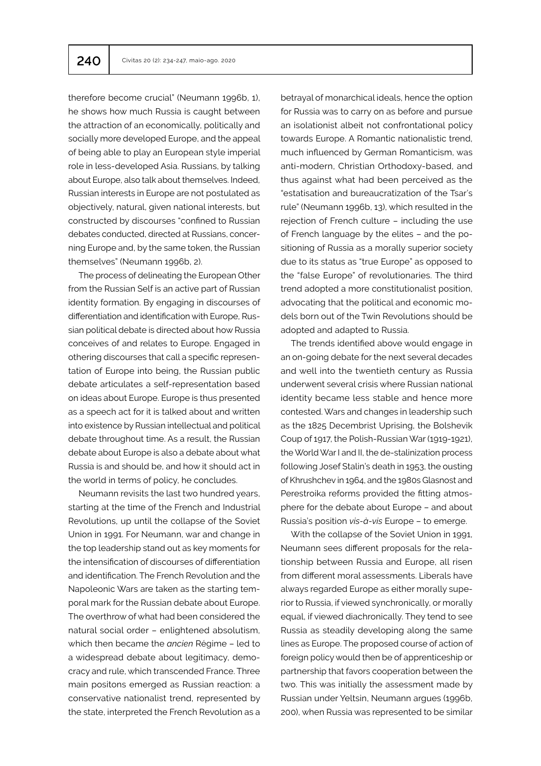therefore become crucial" (Neumann 1996b, 1), he shows how much Russia is caught between the attraction of an economically, politically and socially more developed Europe, and the appeal of being able to play an European style imperial role in less-developed Asia. Russians, by talking about Europe, also talk about themselves. Indeed, Russian interests in Europe are not postulated as objectively, natural, given national interests, but constructed by discourses "confined to Russian debates conducted, directed at Russians, concerning Europe and, by the same token, the Russian themselves" (Neumann 1996b, 2).

The process of delineating the European Other from the Russian Self is an active part of Russian identity formation. By engaging in discourses of differentiation and identification with Europe, Russian political debate is directed about how Russia conceives of and relates to Europe. Engaged in othering discourses that call a specific representation of Europe into being, the Russian public debate articulates a self-representation based on ideas about Europe. Europe is thus presented as a speech act for it is talked about and written into existence by Russian intellectual and political debate throughout time. As a result, the Russian debate about Europe is also a debate about what Russia is and should be, and how it should act in the world in terms of policy, he concludes.

Neumann revisits the last two hundred years, starting at the time of the French and Industrial Revolutions, up until the collapse of the Soviet Union in 1991. For Neumann, war and change in the top leadership stand out as key moments for the intensification of discourses of differentiation and identification. The French Revolution and the Napoleonic Wars are taken as the starting temporal mark for the Russian debate about Europe. The overthrow of what had been considered the natural social order – enlightened absolutism, which then became the *ancien* Régime – led to a widespread debate about legitimacy, democracy and rule, which transcended France. Three main positons emerged as Russian reaction: a conservative nationalist trend, represented by the state, interpreted the French Revolution as a betrayal of monarchical ideals, hence the option for Russia was to carry on as before and pursue an isolationist albeit not confrontational policy towards Europe. A Romantic nationalistic trend, much influenced by German Romanticism, was anti-modern, Christian Orthodoxy-based, and thus against what had been perceived as the "estatisation and bureaucratization of the Tsar's rule" (Neumann 1996b, 13), which resulted in the rejection of French culture – including the use of French language by the elites – and the positioning of Russia as a morally superior society due to its status as "true Europe" as opposed to the "false Europe" of revolutionaries. The third trend adopted a more constitutionalist position, advocating that the political and economic models born out of the Twin Revolutions should be adopted and adapted to Russia.

The trends identified above would engage in an on-going debate for the next several decades and well into the twentieth century as Russia underwent several crisis where Russian national identity became less stable and hence more contested. Wars and changes in leadership such as the 1825 Decembrist Uprising, the Bolshevik Coup of 1917, the Polish-Russian War (1919-1921), the World War I and II, the de-stalinization process following Josef Stalin's death in 1953, the ousting of Khrushchev in 1964, and the 1980s Glasnost and Perestroika reforms provided the fitting atmosphere for the debate about Europe – and about Russia's position *vis-à-vis* Europe – to emerge.

With the collapse of the Soviet Union in 1991, Neumann sees different proposals for the relationship between Russia and Europe, all risen from different moral assessments. Liberals have always regarded Europe as either morally superior to Russia, if viewed synchronically, or morally equal, if viewed diachronically. They tend to see Russia as steadily developing along the same lines as Europe. The proposed course of action of foreign policy would then be of apprenticeship or partnership that favors cooperation between the two. This was initially the assessment made by Russian under Yeltsin, Neumann argues (1996b, 200), when Russia was represented to be similar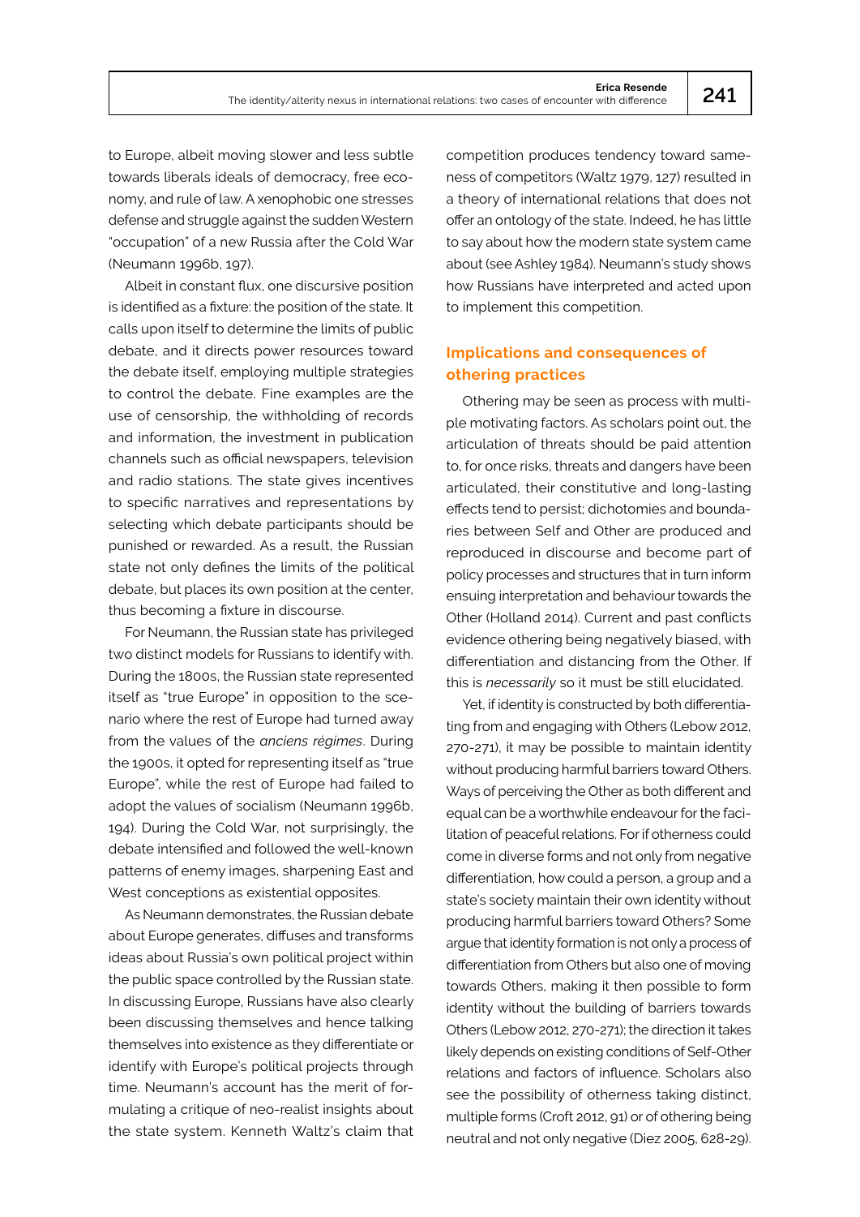to Europe, albeit moving slower and less subtle towards liberals ideals of democracy, free economy, and rule of law. A xenophobic one stresses defense and struggle against the sudden Western "occupation" of a new Russia after the Cold War (Neumann 1996b, 197).

Albeit in constant flux, one discursive position is identified as a fixture: the position of the state. It calls upon itself to determine the limits of public debate, and it directs power resources toward the debate itself, employing multiple strategies to control the debate. Fine examples are the use of censorship, the withholding of records and information, the investment in publication channels such as official newspapers, television and radio stations. The state gives incentives to specific narratives and representations by selecting which debate participants should be punished or rewarded. As a result, the Russian state not only defines the limits of the political debate, but places its own position at the center, thus becoming a fixture in discourse.

For Neumann, the Russian state has privileged two distinct models for Russians to identify with. During the 1800s, the Russian state represented itself as "true Europe" in opposition to the scenario where the rest of Europe had turned away from the values of the *anciens régimes*. During the 1900s, it opted for representing itself as "true Europe", while the rest of Europe had failed to adopt the values of socialism (Neumann 1996b, 194). During the Cold War, not surprisingly, the debate intensified and followed the well-known patterns of enemy images, sharpening East and West conceptions as existential opposites.

As Neumann demonstrates, the Russian debate about Europe generates, diffuses and transforms ideas about Russia's own political project within the public space controlled by the Russian state. In discussing Europe, Russians have also clearly been discussing themselves and hence talking themselves into existence as they differentiate or identify with Europe's political projects through time. Neumann's account has the merit of formulating a critique of neo-realist insights about the state system. Kenneth Waltz's claim that competition produces tendency toward sameness of competitors (Waltz 1979, 127) resulted in a theory of international relations that does not offer an ontology of the state. Indeed, he has little to say about how the modern state system came about (see Ashley 1984). Neumann's study shows how Russians have interpreted and acted upon to implement this competition.

## Implications and consequences of othering practices

Othering may be seen as process with multiple motivating factors. As scholars point out, the articulation of threats should be paid attention to, for once risks, threats and dangers have been articulated, their constitutive and long-lasting effects tend to persist; dichotomies and boundaries between Self and Other are produced and reproduced in discourse and become part of policy processes and structures that in turn inform ensuing interpretation and behaviour towards the Other (Holland 2014). Current and past conflicts evidence othering being negatively biased, with differentiation and distancing from the Other. If this is *necessarily* so it must be still elucidated.

Yet, if identity is constructed by both differentiating from and engaging with Others (Lebow 2012, 270-271), it may be possible to maintain identity without producing harmful barriers toward Others. Ways of perceiving the Other as both different and equal can be a worthwhile endeavour for the facilitation of peaceful relations. For if otherness could come in diverse forms and not only from negative differentiation, how could a person, a group and a state's society maintain their own identity without producing harmful barriers toward Others? Some argue that identity formation is not only a process of differentiation from Others but also one of moving towards Others, making it then possible to form identity without the building of barriers towards Others (Lebow 2012, 270-271); the direction it takes likely depends on existing conditions of Self-Other relations and factors of influence. Scholars also see the possibility of otherness taking distinct, multiple forms (Croft 2012, 91) or of othering being neutral and not only negative (Diez 2005, 628-29).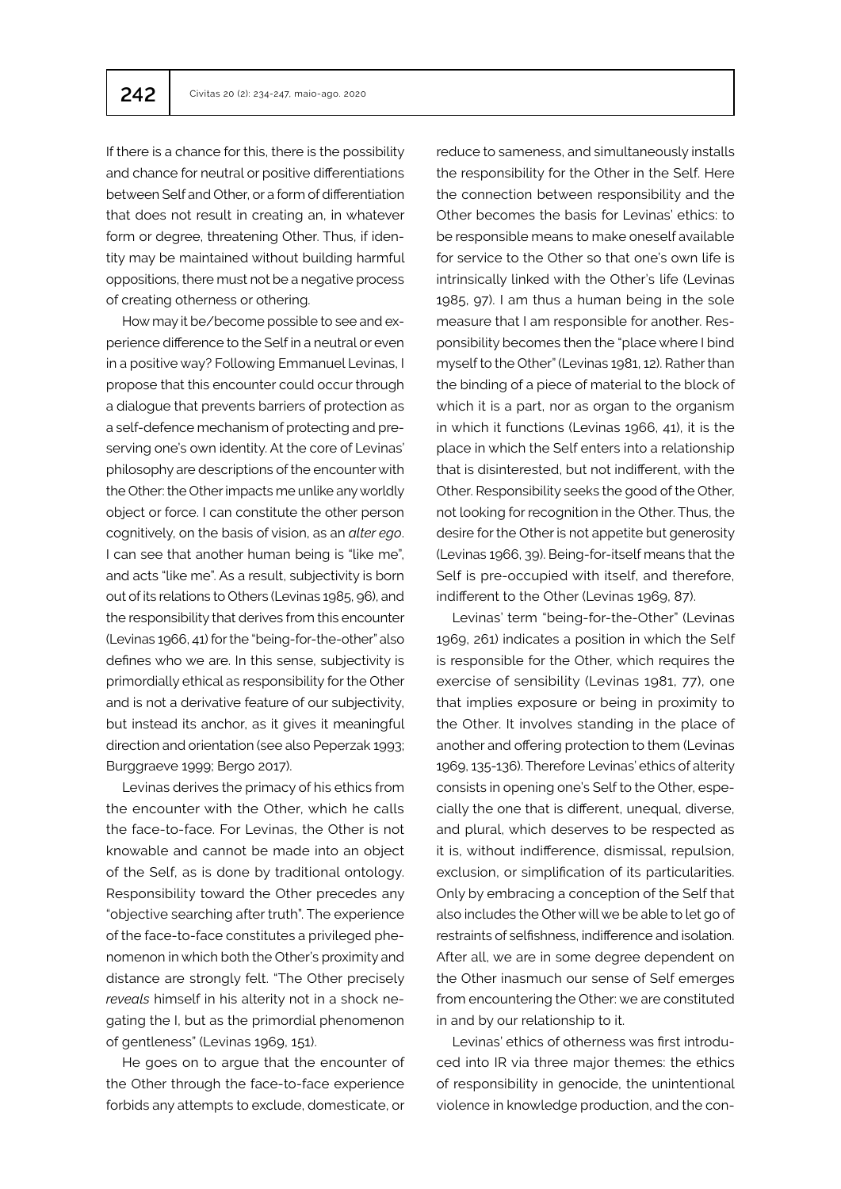If there is a chance for this, there is the possibility and chance for neutral or positive differentiations between Self and Other, or a form of differentiation that does not result in creating an, in whatever form or degree, threatening Other. Thus, if identity may be maintained without building harmful oppositions, there must not be a negative process of creating otherness or othering.

How may it be/become possible to see and experience difference to the Self in a neutral or even in a positive way? Following Emmanuel Levinas, I propose that this encounter could occur through a dialogue that prevents barriers of protection as a self-defence mechanism of protecting and preserving one's own identity. At the core of Levinas' philosophy are descriptions of the encounter with the Other: the Other impacts me unlike any worldly object or force. I can constitute the other person cognitively, on the basis of vision, as an *alter ego*. I can see that another human being is "like me", and acts "like me". As a result, subjectivity is born out of its relations to Others (Levinas 1985, 96), and the responsibility that derives from this encounter (Levinas 1966, 41) for the "being-for-the-other" also defines who we are. In this sense, subjectivity is primordially ethical as responsibility for the Other and is not a derivative feature of our subjectivity, but instead its anchor, as it gives it meaningful direction and orientation (see also Peperzak 1993; Burggraeve 1999; Bergo 2017).

Levinas derives the primacy of his ethics from the encounter with the Other, which he calls the face-to-face. For Levinas, the Other is not knowable and cannot be made into an object of the Self, as is done by traditional ontology. Responsibility toward the Other precedes any "objective searching after truth". The experience of the face-to-face constitutes a privileged phenomenon in which both the Other's proximity and distance are strongly felt. "The Other precisely *reveals* himself in his alterity not in a shock negating the I, but as the primordial phenomenon of gentleness" (Levinas 1969, 151).

He goes on to argue that the encounter of the Other through the face-to-face experience forbids any attempts to exclude, domesticate, or reduce to sameness, and simultaneously installs the responsibility for the Other in the Self. Here the connection between responsibility and the Other becomes the basis for Levinas' ethics: to be responsible means to make oneself available for service to the Other so that one's own life is intrinsically linked with the Other's life (Levinas 1985, 97). I am thus a human being in the sole measure that I am responsible for another. Responsibility becomes then the "place where I bind myself to the Other" (Levinas 1981, 12). Rather than the binding of a piece of material to the block of which it is a part, nor as organ to the organism in which it functions (Levinas 1966, 41), it is the place in which the Self enters into a relationship that is disinterested, but not indifferent, with the Other. Responsibility seeks the good of the Other, not looking for recognition in the Other. Thus, the desire for the Other is not appetite but generosity (Levinas 1966, 39). Being-for-itself means that the Self is pre-occupied with itself, and therefore, indifferent to the Other (Levinas 1969, 87).

Levinas' term "being-for-the-Other" (Levinas 1969, 261) indicates a position in which the Self is responsible for the Other, which requires the exercise of sensibility (Levinas 1981, 77), one that implies exposure or being in proximity to the Other. It involves standing in the place of another and offering protection to them (Levinas 1969, 135-136). Therefore Levinas' ethics of alterity consists in opening one's Self to the Other, especially the one that is different, unequal, diverse, and plural, which deserves to be respected as it is, without indifference, dismissal, repulsion, exclusion, or simplification of its particularities. Only by embracing a conception of the Self that also includes the Other will we be able to let go of restraints of selfishness, indifference and isolation. After all, we are in some degree dependent on the Other inasmuch our sense of Self emerges from encountering the Other: we are constituted in and by our relationship to it.

Levinas' ethics of otherness was first introduced into IR via three major themes: the ethics of responsibility in genocide, the unintentional violence in knowledge production, and the con-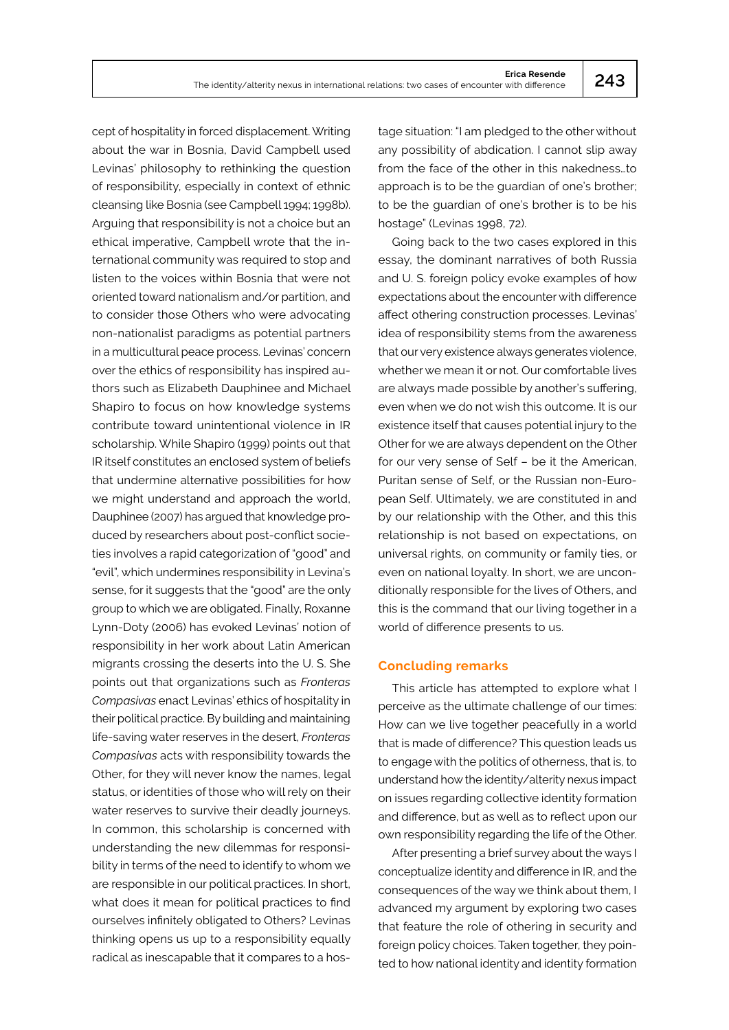cept of hospitality in forced displacement. Writing about the war in Bosnia, David Campbell used Levinas' philosophy to rethinking the question of responsibility, especially in context of ethnic cleansing like Bosnia (see Campbell 1994; 1998b). Arguing that responsibility is not a choice but an ethical imperative, Campbell wrote that the international community was required to stop and listen to the voices within Bosnia that were not oriented toward nationalism and/or partition, and to consider those Others who were advocating non-nationalist paradigms as potential partners in a multicultural peace process. Levinas' concern over the ethics of responsibility has inspired authors such as Elizabeth Dauphinee and Michael Shapiro to focus on how knowledge systems contribute toward unintentional violence in IR scholarship. While Shapiro (1999) points out that IR itself constitutes an enclosed system of beliefs that undermine alternative possibilities for how we might understand and approach the world, Dauphinee (2007) has argued that knowledge produced by researchers about post-conflict societies involves a rapid categorization of "good" and "evil", which undermines responsibility in Levina's sense, for it suggests that the "good" are the only group to which we are obligated. Finally, Roxanne Lynn-Doty (2006) has evoked Levinas' notion of responsibility in her work about Latin American migrants crossing the deserts into the U. S. She points out that organizations such as *Fronteras Compasivas* enact Levinas' ethics of hospitality in their political practice. By building and maintaining life-saving water reserves in the desert, *Fronteras Compasivas* acts with responsibility towards the Other, for they will never know the names, legal status, or identities of those who will rely on their water reserves to survive their deadly journeys. In common, this scholarship is concerned with understanding the new dilemmas for responsibility in terms of the need to identify to whom we are responsible in our political practices. In short, what does it mean for political practices to find ourselves infinitely obligated to Others? Levinas thinking opens us up to a responsibility equally radical as inescapable that it compares to a hostage situation: "I am pledged to the other without any possibility of abdication. I cannot slip away from the face of the other in this nakedness…to approach is to be the guardian of one's brother; to be the guardian of one's brother is to be his hostage" (Levinas 1998, 72).

Going back to the two cases explored in this essay, the dominant narratives of both Russia and U. S. foreign policy evoke examples of how expectations about the encounter with difference affect othering construction processes. Levinas' idea of responsibility stems from the awareness that our very existence always generates violence, whether we mean it or not. Our comfortable lives are always made possible by another's suffering, even when we do not wish this outcome. It is our existence itself that causes potential injury to the Other for we are always dependent on the Other for our very sense of Self – be it the American, Puritan sense of Self, or the Russian non-European Self. Ultimately, we are constituted in and by our relationship with the Other, and this this relationship is not based on expectations, on universal rights, on community or family ties, or even on national loyalty. In short, we are unconditionally responsible for the lives of Others, and this is the command that our living together in a world of difference presents to us.

## Concluding remarks

This article has attempted to explore what I perceive as the ultimate challenge of our times: How can we live together peacefully in a world that is made of difference? This question leads us to engage with the politics of otherness, that is, to understand how the identity/alterity nexus impact on issues regarding collective identity formation and difference, but as well as to reflect upon our own responsibility regarding the life of the Other.

After presenting a brief survey about the ways I conceptualize identity and difference in IR, and the consequences of the way we think about them, I advanced my argument by exploring two cases that feature the role of othering in security and foreign policy choices. Taken together, they pointed to how national identity and identity formation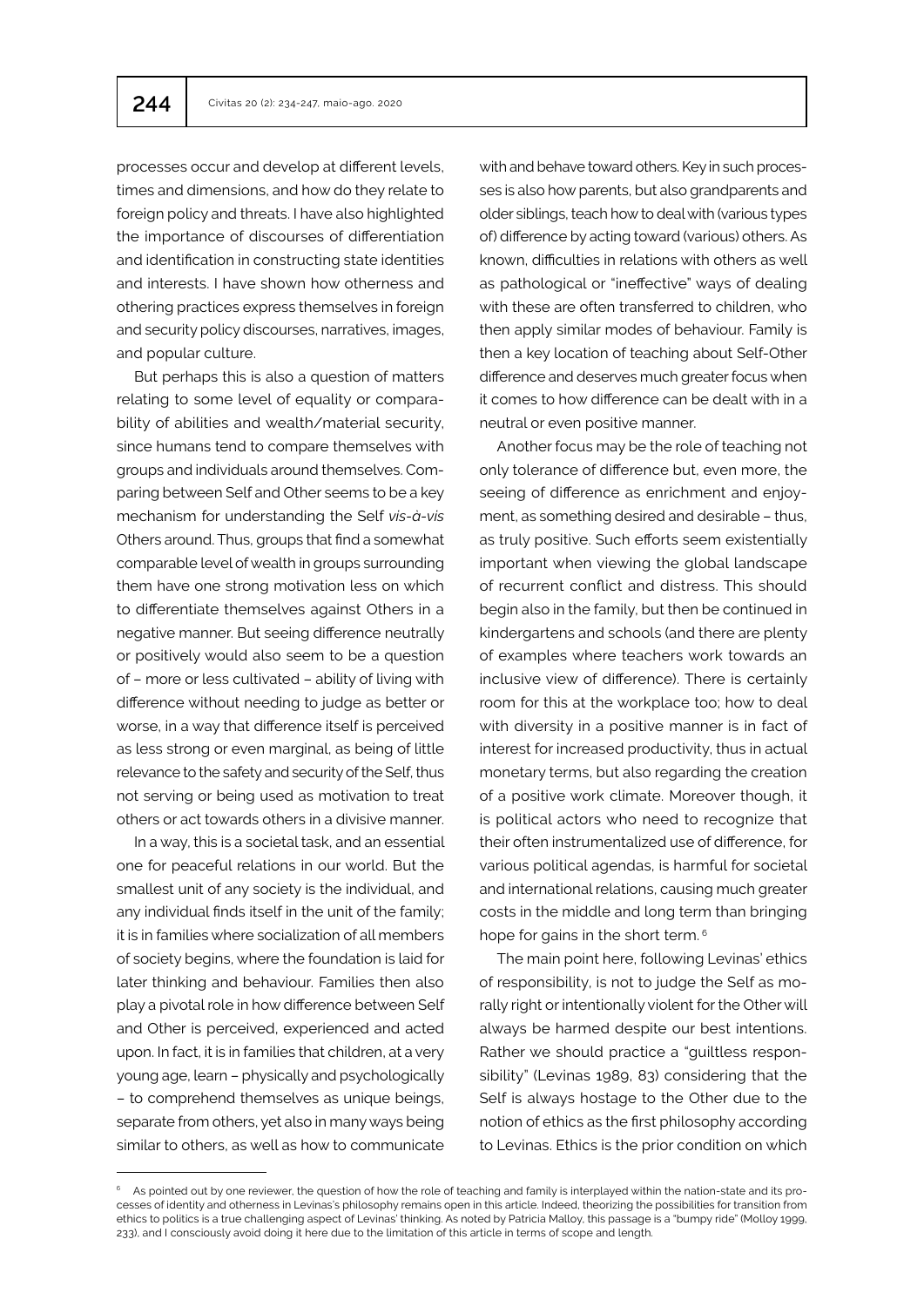processes occur and develop at different levels, times and dimensions, and how do they relate to foreign policy and threats. I have also highlighted the importance of discourses of differentiation and identification in constructing state identities and interests. I have shown how otherness and othering practices express themselves in foreign and security policy discourses, narratives, images, and popular culture.

But perhaps this is also a question of matters relating to some level of equality or comparability of abilities and wealth/material security, since humans tend to compare themselves with groups and individuals around themselves. Comparing between Self and Other seems to be a key mechanism for understanding the Self *vis-à-vis* Others around. Thus, groups that find a somewhat comparable level of wealth in groups surrounding them have one strong motivation less on which to differentiate themselves against Others in a negative manner. But seeing difference neutrally or positively would also seem to be a question of – more or less cultivated – ability of living with difference without needing to judge as better or worse, in a way that difference itself is perceived as less strong or even marginal, as being of little relevance to the safety and security of the Self, thus not serving or being used as motivation to treat others or act towards others in a divisive manner.

In a way, this is a societal task, and an essential one for peaceful relations in our world. But the smallest unit of any society is the individual, and any individual finds itself in the unit of the family; it is in families where socialization of all members of society begins, where the foundation is laid for later thinking and behaviour. Families then also play a pivotal role in how difference between Self and Other is perceived, experienced and acted upon. In fact, it is in families that children, at a very young age, learn – physically and psychologically – to comprehend themselves as unique beings, separate from others, yet also in many ways being similar to others, as well as how to communicate with and behave toward others. Key in such processes is also how parents, but also grandparents and older siblings, teach how to deal with (various types of) difference by acting toward (various) others. As known, difficulties in relations with others as well as pathological or "ineffective" ways of dealing with these are often transferred to children, who then apply similar modes of behaviour. Family is then a key location of teaching about Self-Other difference and deserves much greater focus when it comes to how difference can be dealt with in a neutral or even positive manner.

Another focus may be the role of teaching not only tolerance of difference but, even more, the seeing of difference as enrichment and enjoyment, as something desired and desirable – thus, as truly positive. Such efforts seem existentially important when viewing the global landscape of recurrent conflict and distress. This should begin also in the family, but then be continued in kindergartens and schools (and there are plenty of examples where teachers work towards an inclusive view of difference). There is certainly room for this at the workplace too; how to deal with diversity in a positive manner is in fact of interest for increased productivity, thus in actual monetary terms, but also regarding the creation of a positive work climate. Moreover though, it is political actors who need to recognize that their often instrumentalized use of difference, for various political agendas, is harmful for societal and international relations, causing much greater costs in the middle and long term than bringing hope for gains in the short term. [6]

The main point here, following Levinas' ethics of responsibility, is not to judge the Self as morally right or intentionally violent for the Other will always be harmed despite our best intentions. Rather we should practice a "guiltless responsibility" (Levinas 1989, 83) considering that the Self is always hostage to the Other due to the notion of ethics as the first philosophy according to Levinas. Ethics is the prior condition on which

---

[6] As pointed out by one reviewer, the question of how the role of teaching and family is interplayed within the nation-state and its processes of identity and otherness in Levinas's philosophy remains open in this article. Indeed, theorizing the possibilities for transition from ethics to politics is a true challenging aspect of Levinas' thinking. As noted by Patricia Malloy, this passage is a "bumpy ride" (Molloy 1999, 233), and I consciously avoid doing it here due to the limitation of this article in terms of scope and length.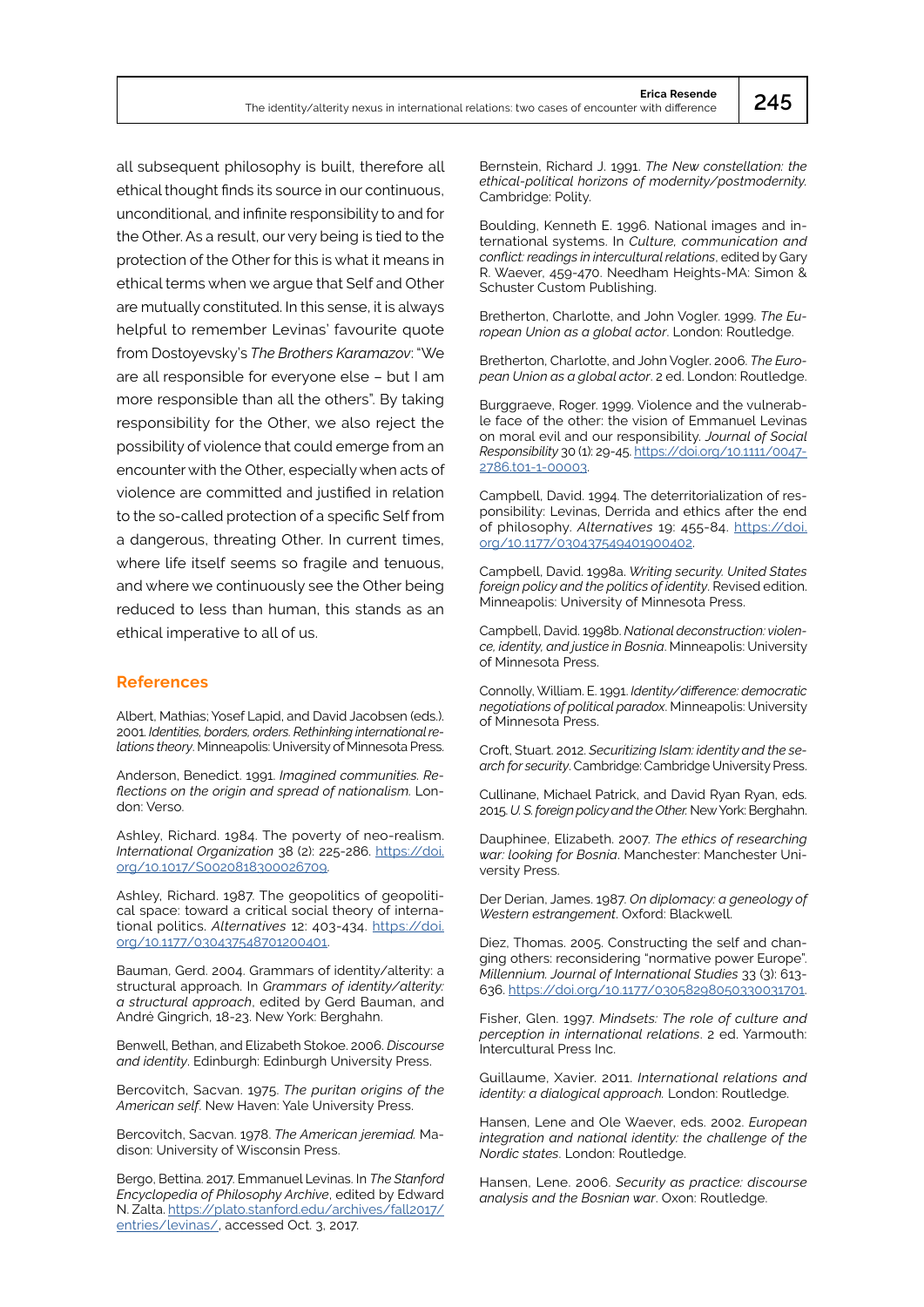all subsequent philosophy is built, therefore all ethical thought finds its source in our continuous, unconditional, and infinite responsibility to and for the Other. As a result, our very being is tied to the protection of the Other for this is what it means in ethical terms when we argue that Self and Other are mutually constituted. In this sense, it is always helpful to remember Levinas' favourite quote from Dostoyevsky's *The Brothers Karamazov*: "We are all responsible for everyone else – but I am more responsible than all the others". By taking responsibility for the Other, we also reject the possibility of violence that could emerge from an encounter with the Other, especially when acts of violence are committed and justified in relation to the so-called protection of a specific Self from a dangerous, threating Other. In current times, where life itself seems so fragile and tenuous, and where we continuously see the Other being reduced to less than human, this stands as an ethical imperative to all of us.

## References

Albert, Mathias; Yosef Lapid, and David Jacobsen (eds.). 2001. *Identities, borders, orders. Rethinking international relations theory*. Minneapolis: University of Minnesota Press.

Anderson, Benedict. 1991. *Imagined communities. Reflections on the origin and spread of nationalism.* London: Verso.

Ashley, Richard. 1984. The poverty of neo-realism. *International Organization* 38 (2): 225-286. https://doi.org/10.1017/S0020818300026709.

Ashley, Richard. 1987. The geopolitics of geopolitical space: toward a critical social theory of international politics. *Alternatives* 12: 403-434. https://doi.org/10.1177/030437548701200401.

Bauman, Gerd. 2004. Grammars of identity/alterity: a structural approach. In *Grammars of identity/alterity: a structural approach*, edited by Gerd Bauman, and André Gingrich, 18-23. New York: Berghahn.

Benwell, Bethan, and Elizabeth Stokoe. 2006. *Discourse and identity*. Edinburgh: Edinburgh University Press.

Bercovitch, Sacvan. 1975. *The puritan origins of the American self*. New Haven: Yale University Press.

Bercovitch, Sacvan. 1978. *The American jeremiad*. Madison: University of Wisconsin Press.

Bergo, Bettina. 2017. Emmanuel Levinas. In *The Stanford Encyclopedia of Philosophy Archive*, edited by Edward N. Zalta. https://plato.stanford.edu/archives/fall2017/entries/levinas/, accessed Oct. 3, 2017.

Bernstein, Richard J. 1991. *The New constellation: the ethical-political horizons of modernity/postmodernity.* Cambridge: Polity.

Boulding, Kenneth E. 1996. National images and international systems. In *Culture, communication and conflict: readings in intercultural relations*, edited by Gary R. Waever, 459-470. Needham Heights-MA: Simon & Schuster Custom Publishing.

Bretherton, Charlotte, and John Vogler. 1999. *The European Union as a global actor*. London: Routledge.

Bretherton, Charlotte, and John Vogler. 2006. *The European Union as a global actor*. 2 ed. London: Routledge.

Burggraeve, Roger. 1999. Violence and the vulnerable face of the other: the vision of Emmanuel Levinas on moral evil and our responsibility. *Journal of Social Responsibility* 30 (1): 29-45. https://doi.org/10.1111/0047-2786.t01-1-00003.

Campbell, David. 1994. The deterritorialization of responsibility: Levinas, Derrida and ethics after the end of philosophy. *Alternatives* 19: 455-84. https://doi.org/10.1177/030437549401900402.

Campbell, David. 1998a. *Writing security. United States foreign policy and the politics of identity*. Revised edition. Minneapolis: University of Minnesota Press.

Campbell, David. 1998b. *National deconstruction: violence, identity, and justice in Bosnia*. Minneapolis: University of Minnesota Press.

Connolly, William. E. 1991. *Identity/difference: democratic negotiations of political paradox*. Minneapolis: University of Minnesota Press.

Croft, Stuart. 2012. *Securitizing Islam: identity and the search for security*. Cambridge: Cambridge University Press.

Cullinane, Michael Patrick, and David Ryan Ryan, eds. 2015. *U. S. foreign policy and the Other.* New York: Berghahn.

Dauphinee, Elizabeth. 2007. *The ethics of researching war: looking for Bosnia*. Manchester: Manchester University Press.

Der Derian, James. 1987. *On diplomacy: a geneology of Western estrangement*. Oxford: Blackwell.

Diez, Thomas. 2005. Constructing the self and changing others: reconsidering "normative power Europe". *Millennium. Journal of International Studies* 33 (3): 613-636. https://doi.org/10.1177/03058298050330031701.

Fisher, Glen. 1997. *Mindsets: The role of culture and perception in international relations*. 2 ed. Yarmouth: Intercultural Press Inc.

Guillaume, Xavier. 2011. *International relations and identity: a dialogical approach.* London: Routledge.

Hansen, Lene and Ole Waever, eds. 2002. *European integration and national identity: the challenge of the Nordic states*. London: Routledge.

Hansen, Lene. 2006. *Security as practice: discourse analysis and the Bosnian war*. Oxon: Routledge.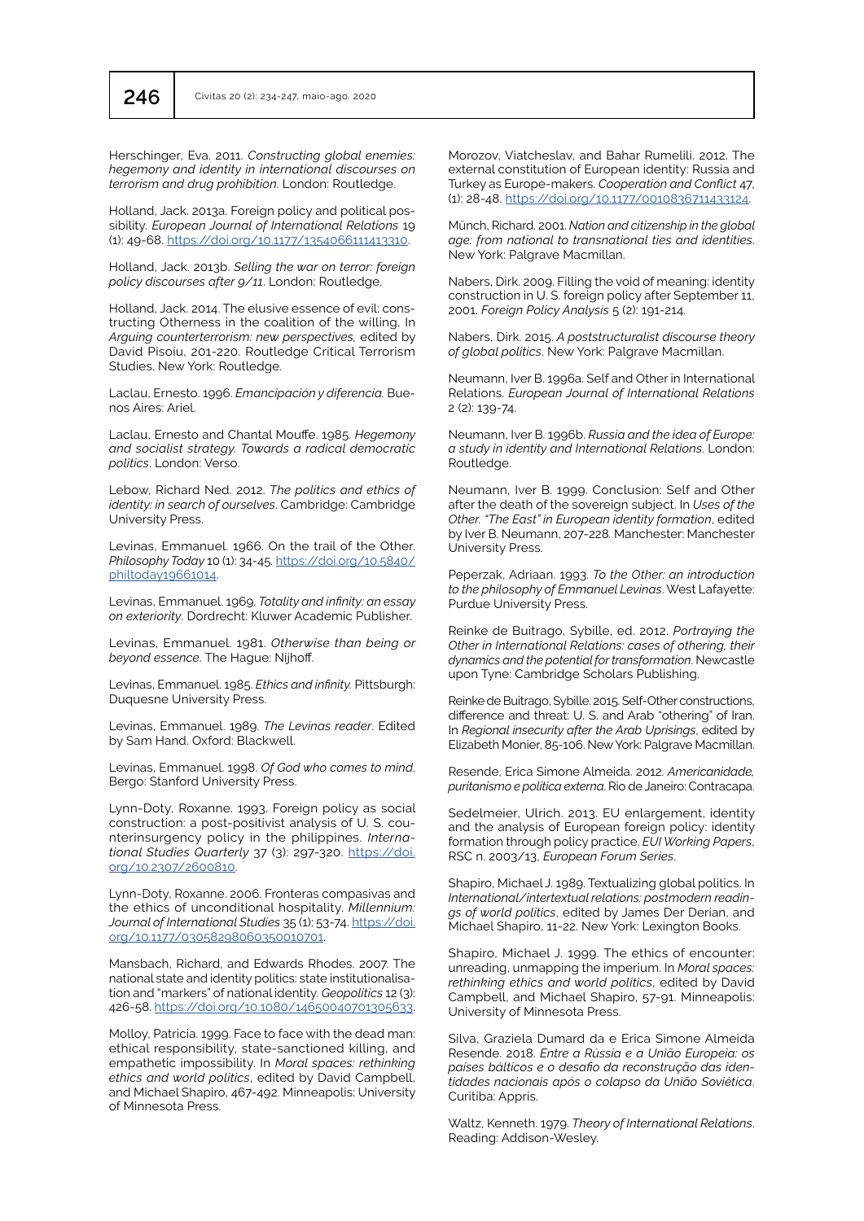Herschinger, Eva. 2011. *Constructing global enemies: hegemony and identity in international discourses on terrorism and drug prohibition*. London: Routledge.

Holland, Jack. 2013a. Foreign policy and political possibility. *European Journal of International Relations* 19 (1): 49-68. https://doi.org/10.1177/1354066111413310.

Holland, Jack. 2013b. *Selling the war on terror: foreign policy discourses after 9/11*. London: Routledge.

Holland, Jack. 2014. The elusive essence of evil: constructing Otherness in the coalition of the willing, In *Arguing counterterrorism: new perspectives*, edited by David Pisoiu, 201-220. Routledge Critical Terrorism Studies. New York: Routledge.

Laclau, Ernesto. 1996. *Emancipación y diferencia.* Buenos Aires: Ariel.

Laclau, Ernesto and Chantal Mouffe. 1985. *Hegemony and socialist strategy. Towards a radical democratic politics*. London: Verso.

Lebow, Richard Ned. 2012. *The politics and ethics of identity: in search of ourselves*. Cambridge: Cambridge University Press.

Levinas, Emmanuel. 1966. On the trail of the Other. *Philosophy Today* 10 (1): 34-45. https://doi.org/10.5840/philtoday19661014.

Levinas, Emmanuel. 1969. *Totality and infinity: an essay on exteriority*. Dordrecht: Kluwer Academic Publisher.

Levinas, Emmanuel. 1981. *Otherwise than being or beyond essence*. The Hague: Nijhoff.

Levinas, Emmanuel. 1985. *Ethics and infinity.* Pittsburgh: Duquesne University Press.

Levinas, Emmanuel. 1989. *The Levinas reader*. Edited by Sam Hand. Oxford: Blackwell.

Levinas, Emmanuel. 1998. *Of God who comes to mind*. Bergo: Stanford University Press.

Lynn-Doty, Roxanne. 1993. Foreign policy as social construction: a post-positivist analysis of U. S. counterinsurgency policy in the philippines. *International Studies Quarterly* 37 (3): 297-320. https://doi.org/10.2307/2600810.

Lynn-Doty, Roxanne. 2006. Fronteras compasivas and the ethics of unconditional hospitality. *Millennium: Journal of International Studies* 35 (1): 53-74. https://doi.org/10.1177/03058298060350010701.

Mansbach, Richard, and Edwards Rhodes. 2007. The national state and identity politics: state institutionalisation and "markers" of national identity. *Geopolitics* 12 (3): 426-58. https://doi.org/10.1080/14650040701305633.

Molloy, Patricia. 1999. Face to face with the dead man: ethical responsibility, state-sanctioned killing, and empathetic impossibility. In *Moral spaces: rethinking ethics and world politics*, edited by David Campbell, and Michael Shapiro, 467-492. Minneapolis: University of Minnesota Press.

Morozov, Viatcheslav, and Bahar Rumelili. 2012. The external constitution of European identity: Russia and Turkey as Europe-makers. *Cooperation and Conflict* 47, (1): 28-48. https://doi.org/10.1177/0010836711433124.

Münch, Richard. 2001. *Nation and citizenship in the global age: from national to transnational ties and identities*. New York: Palgrave Macmillan.

Nabers, Dirk. 2009. Filling the void of meaning: identity construction in U. S. foreign policy after September 11, 2001. *Foreign Policy Analysis* 5 (2): 191-214.

Nabers, Dirk. 2015. *A poststructuralist discourse theory of global politics*. New York: Palgrave Macmillan.

Neumann, Iver B. 1996a. Self and Other in International Relations. *European Journal of International Relations* 2 (2): 139-74.

Neumann, Iver B. 1996b. *Russia and the idea of Europe: a study in identity and International Relations*. London: Routledge.

Neumann, Iver B. 1999. Conclusion: Self and Other after the sovereign subject. In *Uses of the Other. "The East" in European identity formation*, edited by Iver B. Neumann, 207-228. Manchester: Manchester University Press.

Peperzak, Adriaan. 1993. *To the Other: an introduction to the philosophy of Emmanuel Levinas*. West Lafayette: Purdue University Press.

Reinke de Buitrago, Sybille, ed. 2012. *Portraying the Other in International Relations: cases of othering, their dynamics and the potential for transformation*. Newcastle upon Tyne: Cambridge Scholars Publishing.

Reinke de Buitrago, Sybille. 2015. Self-Other constructions, difference and threat: U. S. and Arab "othering" of Iran. In *Regional insecurity after the Arab Uprisings*, edited by Elizabeth Monier, 85-106. New York: Palgrave Macmillan.

Resende, Erica Simone Almeida. 2012. *Americanidade, puritanismo e política externa*. Rio de Janeiro: Contracapa.

Sedelmeier, Ulrich. 2013. EU enlargement, identity and the analysis of European foreign policy: identity formation through policy practice. *EUI Working Papers*, RSC n. 2003/13, *European Forum Series*.

Shapiro, Michael J. 1989. Textualizing global politics. In *International/intertextual relations: postmodern readings of world politics*, edited by James Der Derian, and Michael Shapiro, 11-22. New York: Lexington Books.

Shapiro, Michael J. 1999. The ethics of encounter: unreading, unmapping the imperium. In *Moral spaces: rethinking ethics and world politics*, edited by David Campbell, and Michael Shapiro, 57-91. Minneapolis: University of Minnesota Press.

Silva, Graziela Dumard da e Erica Simone Almeida Resende. 2018. *Entre a Rússia e a União Europeia: os países bálticos e o desafio da reconstrução das identidades nacionais após o colapso da União Soviética*. Curitiba: Appris.

Waltz, Kenneth. 1979. *Theory of International Relations*. Reading: Addison-Wesley.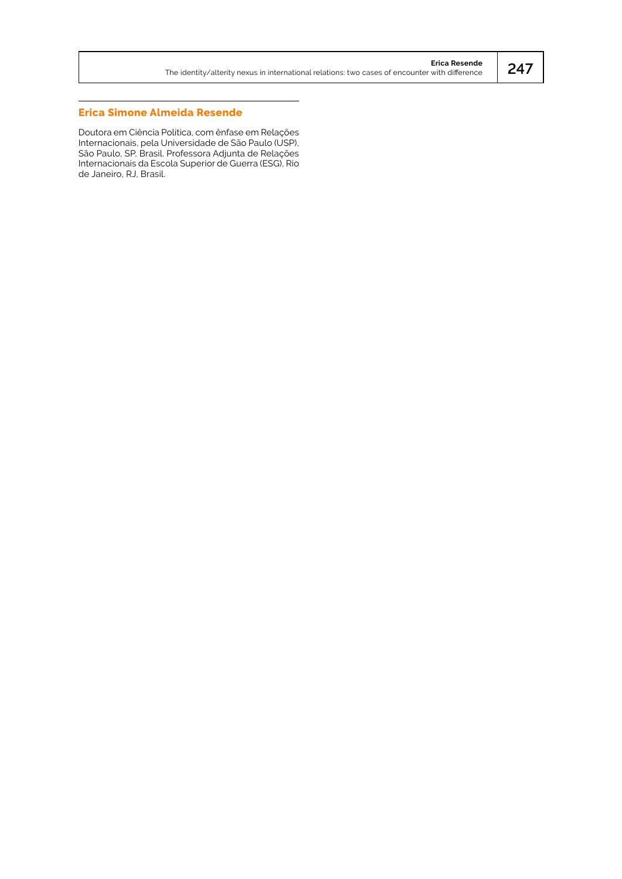**Erica Simone Almeida Resende**

Doutora em Ciência Política, com ênfase em Relações Internacionais, pela Universidade de São Paulo (USP), São Paulo, SP, Brasil. Professora Adjunta de Relações Internacionais da Escola Superior de Guerra (ESG), Rio de Janeiro, RJ, Brasil.